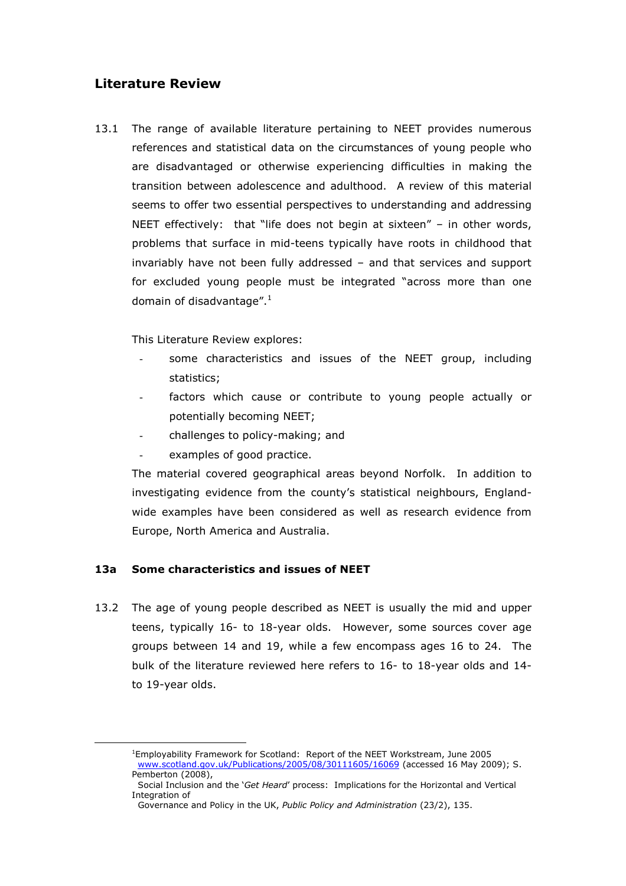## Literature Review

13.1 The range of available literature pertaining to NEET provides numerous references and statistical data on the circumstances of young people who are disadvantaged or otherwise experiencing difficulties in making the transition between adolescence and adulthood. A review of this material seems to offer two essential perspectives to understanding and addressing NEET effectively: that "life does not begin at sixteen" – in other words, problems that surface in mid-teens typically have roots in childhood that invariably have not been fully addressed – and that services and support for excluded young people must be integrated "across more than one domain of disadvantage".[1]

This Literature Review explores:

- some characteristics and issues of the NEET group, including statistics;
- factors which cause or contribute to young people actually or potentially becoming NEET;
- challenges to policy-making; and
- examples of good practice.

The material covered geographical areas beyond Norfolk. In addition to investigating evidence from the county's statistical neighbours, England-wide examples have been considered as well as research evidence from Europe, North America and Australia.

### 13a Some characteristics and issues of NEET

13.2 The age of young people described as NEET is usually the mid and upper teens, typically 16- to 18-year olds. However, some sources cover age groups between 14 and 19, while a few encompass ages 16 to 24. The bulk of the literature reviewed here refers to 16- to 18-year olds and 14- to 19-year olds.

---

[1]Employability Framework for Scotland: Report of the NEET Workstream, June 2005 www.scotland.gov.uk/Publications/2005/08/30111605/16069 (accessed 16 May 2009); S. Pemberton (2008), Social Inclusion and the '*Get Heard*' process: Implications for the Horizontal and Vertical Integration of Governance and Policy in the UK, *Public Policy and Administration* (23/2), 135.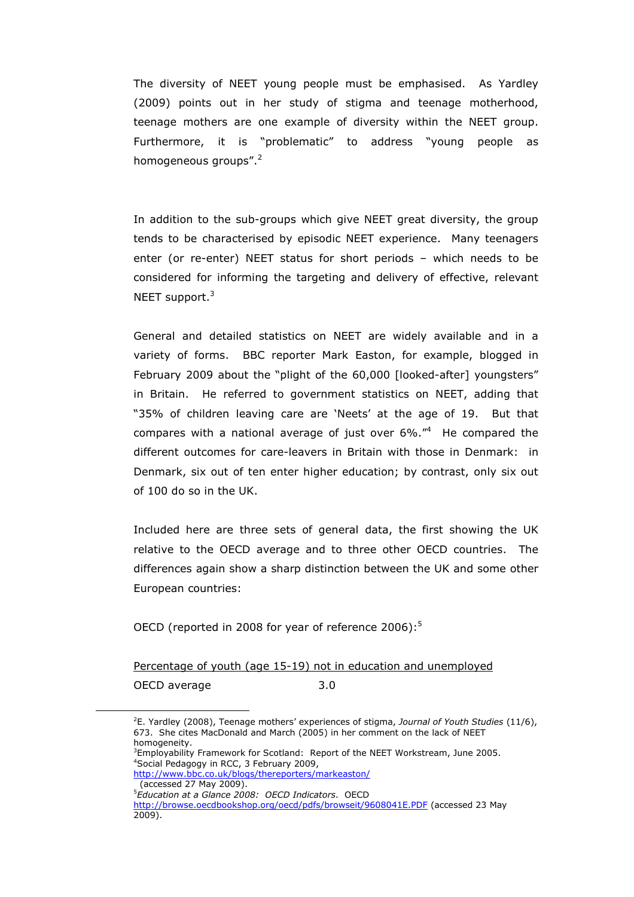The diversity of NEET young people must be emphasised. As Yardley (2009) points out in her study of stigma and teenage motherhood, teenage mothers are one example of diversity within the NEET group. Furthermore, it is "problematic" to address "young people as homogeneous groups".[2]

In addition to the sub-groups which give NEET great diversity, the group tends to be characterised by episodic NEET experience. Many teenagers enter (or re-enter) NEET status for short periods – which needs to be considered for informing the targeting and delivery of effective, relevant NEET support.[3]

General and detailed statistics on NEET are widely available and in a variety of forms. BBC reporter Mark Easton, for example, blogged in February 2009 about the "plight of the 60,000 [looked-after] youngsters" in Britain. He referred to government statistics on NEET, adding that "35% of children leaving care are 'Neets' at the age of 19. But that compares with a national average of just over 6%."[4] He compared the different outcomes for care-leavers in Britain with those in Denmark: in Denmark, six out of ten enter higher education; by contrast, only six out of 100 do so in the UK.

Included here are three sets of general data, the first showing the UK relative to the OECD average and to three other OECD countries. The differences again show a sharp distinction between the UK and some other European countries:

OECD (reported in 2008 for year of reference 2006):[5]

<u>Percentage of youth (age 15-19) not in education and unemployed</u>

| | |
|---|---|
| OECD average | 3.0 |

---

[2]E. Yardley (2008), Teenage mothers' experiences of stigma, *Journal of Youth Studies* (11/6), 673. She cites MacDonald and March (2005) in her comment on the lack of NEET homogeneity.

[3]Employability Framework for Scotland: Report of the NEET Workstream, June 2005.

[4]Social Pedagogy in RCC, 3 February 2009, http://www.bbc.co.uk/blogs/thereporters/markeaston/ (accessed 27 May 2009).

[5]*Education at a Glance 2008: OECD Indicators*. OECD http://browse.oecdbookshop.org/oecd/pdfs/browseit/9608041E.PDF (accessed 23 May 2009).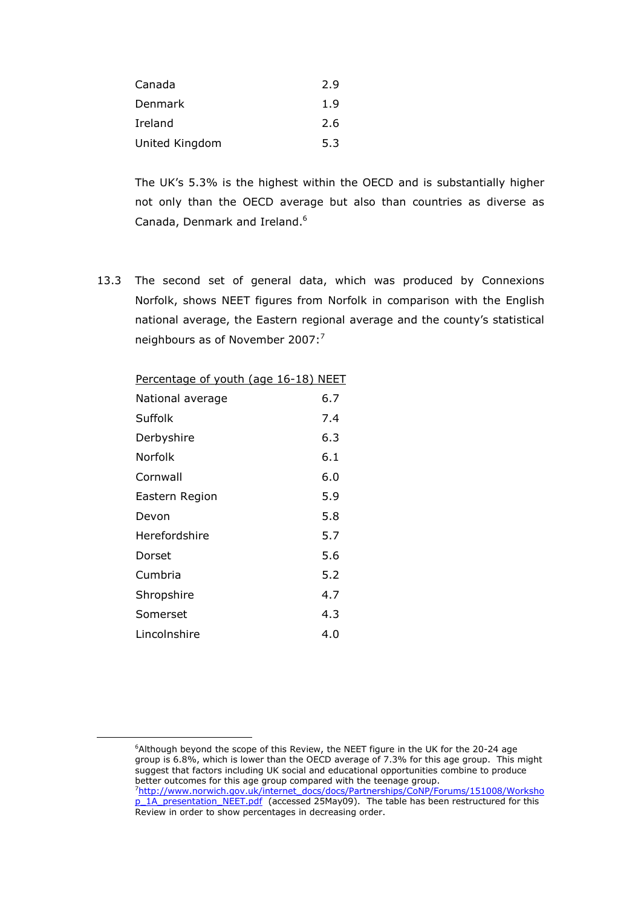| | |
|---|---|
| Canada | 2.9 |
| Denmark | 1.9 |
| Ireland | 2.6 |
| United Kingdom | 5.3 |

The UK's 5.3% is the highest within the OECD and is substantially higher not only than the OECD average but also than countries as diverse as Canada, Denmark and Ireland.[6]

13.3 The second set of general data, which was produced by Connexions Norfolk, shows NEET figures from Norfolk in comparison with the English national average, the Eastern regional average and the county's statistical neighbours as of November 2007:[7]

| Percentage of youth (age 16-18) NEET | |
|---|---|
| National average | 6.7 |
| Suffolk | 7.4 |
| Derbyshire | 6.3 |
| Norfolk | 6.1 |
| Cornwall | 6.0 |
| Eastern Region | 5.9 |
| Devon | 5.8 |
| Herefordshire | 5.7 |
| Dorset | 5.6 |
| Cumbria | 5.2 |
| Shropshire | 4.7 |
| Somerset | 4.3 |
| Lincolnshire | 4.0 |

---

[6] Although beyond the scope of this Review, the NEET figure in the UK for the 20-24 age group is 6.8%, which is lower than the OECD average of 7.3% for this age group. This might suggest that factors including UK social and educational opportunities combine to produce better outcomes for this age group compared with the teenage group.

[7] http://www.norwich.gov.uk/internet_docs/docs/Partnerships/CoNP/Forums/151008/Workshop_1A_presentation_NEET.pdf (accessed 25May09). The table has been restructured for this Review in order to show percentages in decreasing order.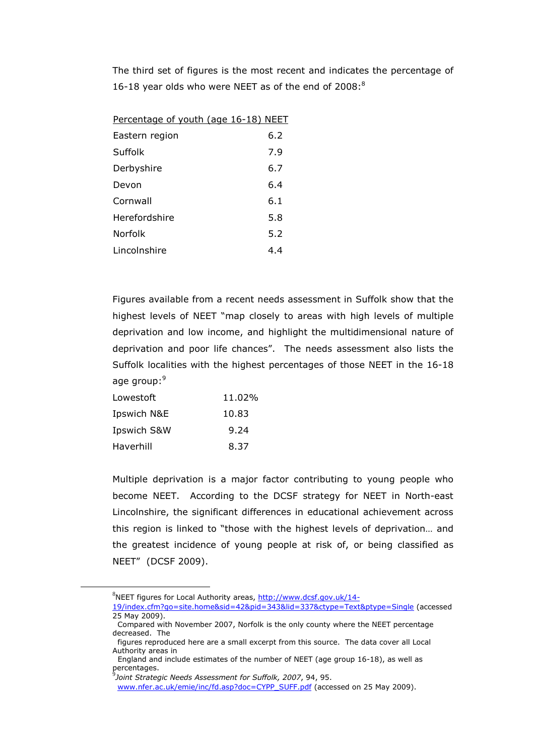The third set of figures is the most recent and indicates the percentage of 16-18 year olds who were NEET as of the end of 2008:[8]

| Percentage of youth (age 16-18) NEET | |
|---|---|
| Eastern region | 6.2 |
| Suffolk | 7.9 |
| Derbyshire | 6.7 |
| Devon | 6.4 |
| Cornwall | 6.1 |
| Herefordshire | 5.8 |
| Norfolk | 5.2 |
| Lincolnshire | 4.4 |

Figures available from a recent needs assessment in Suffolk show that the highest levels of NEET "map closely to areas with high levels of multiple deprivation and low income, and highlight the multidimensional nature of deprivation and poor life chances". The needs assessment also lists the Suffolk localities with the highest percentages of those NEET in the 16-18 age group:[9]

| | |
|---|---|
| Lowestoft | 11.02% |
| Ipswich N&E | 10.83 |
| Ipswich S&W | 9.24 |
| Haverhill | 8.37 |

Multiple deprivation is a major factor contributing to young people who become NEET. According to the DCSF strategy for NEET in North-east Lincolnshire, the significant differences in educational achievement across this region is linked to "those with the highest levels of deprivation… and the greatest incidence of young people at risk of, or being classified as NEET" (DCSF 2009).

---

[8] NEET figures for Local Authority areas, http://www.dcsf.gov.uk/14-19/index.cfm?go=site.home&sid=42&pid=343&lid=337&ctype=Text&ptype=Single (accessed 25 May 2009).
Compared with November 2007, Norfolk is the only county where the NEET percentage decreased. The figures reproduced here are a small excerpt from this source. The data cover all Local Authority areas in England and include estimates of the number of NEET (age group 16-18), as well as percentages.

[9] *Joint Strategic Needs Assessment for Suffolk, 2007*, 94, 95. www.nfer.ac.uk/emie/inc/fd.asp?doc=CYPP_SUFF.pdf (accessed on 25 May 2009).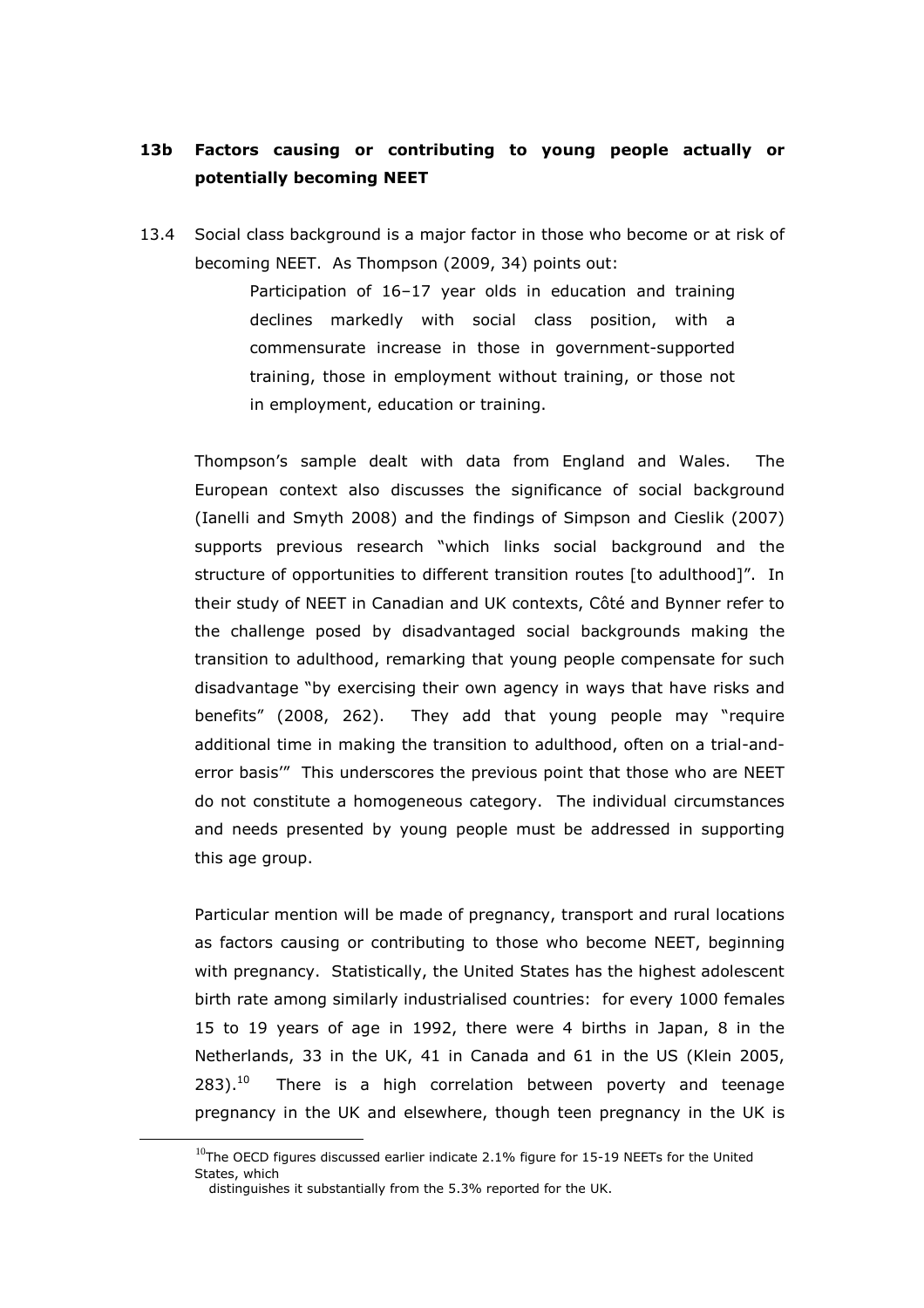## 13b Factors causing or contributing to young people actually or potentially becoming NEET

13.4 Social class background is a major factor in those who become or at risk of becoming NEET. As Thompson (2009, 34) points out:

> Participation of 16–17 year olds in education and training declines markedly with social class position, with a commensurate increase in those in government-supported training, those in employment without training, or those not in employment, education or training.

Thompson's sample dealt with data from England and Wales. The European context also discusses the significance of social background (Ianelli and Smyth 2008) and the findings of Simpson and Cieslik (2007) supports previous research "which links social background and the structure of opportunities to different transition routes [to adulthood]". In their study of NEET in Canadian and UK contexts, Côté and Bynner refer to the challenge posed by disadvantaged social backgrounds making the transition to adulthood, remarking that young people compensate for such disadvantage "by exercising their own agency in ways that have risks and benefits" (2008, 262). They add that young people may "require additional time in making the transition to adulthood, often on a trial-and-error basis'" This underscores the previous point that those who are NEET do not constitute a homogeneous category. The individual circumstances and needs presented by young people must be addressed in supporting this age group.

Particular mention will be made of pregnancy, transport and rural locations as factors causing or contributing to those who become NEET, beginning with pregnancy. Statistically, the United States has the highest adolescent birth rate among similarly industrialised countries: for every 1000 females 15 to 19 years of age in 1992, there were 4 births in Japan, 8 in the Netherlands, 33 in the UK, 41 in Canada and 61 in the US (Klein 2005, 283).[10] There is a high correlation between poverty and teenage pregnancy in the UK and elsewhere, though teen pregnancy in the UK is

[10] The OECD figures discussed earlier indicate 2.1% figure for 15-19 NEETs for the United States, which distinguishes it substantially from the 5.3% reported for the UK.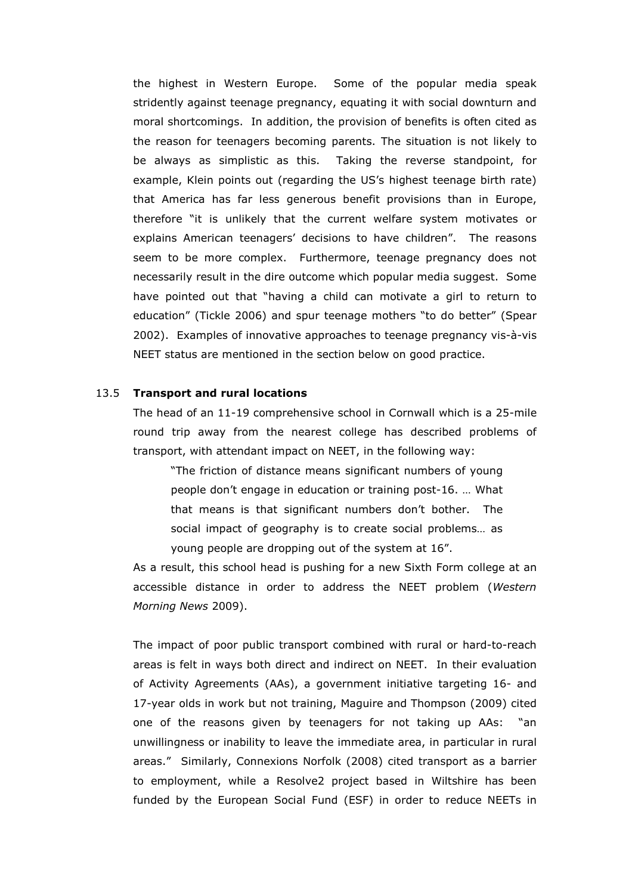the highest in Western Europe. Some of the popular media speak stridently against teenage pregnancy, equating it with social downturn and moral shortcomings. In addition, the provision of benefits is often cited as the reason for teenagers becoming parents. The situation is not likely to be always as simplistic as this. Taking the reverse standpoint, for example, Klein points out (regarding the US's highest teenage birth rate) that America has far less generous benefit provisions than in Europe, therefore "it is unlikely that the current welfare system motivates or explains American teenagers' decisions to have children". The reasons seem to be more complex. Furthermore, teenage pregnancy does not necessarily result in the dire outcome which popular media suggest. Some have pointed out that "having a child can motivate a girl to return to education" (Tickle 2006) and spur teenage mothers "to do better" (Spear 2002). Examples of innovative approaches to teenage pregnancy vis-à-vis NEET status are mentioned in the section below on good practice.

### 13.5 **Transport and rural locations**

The head of an 11-19 comprehensive school in Cornwall which is a 25-mile round trip away from the nearest college has described problems of transport, with attendant impact on NEET, in the following way:

> "The friction of distance means significant numbers of young people don't engage in education or training post-16. … What that means is that significant numbers don't bother. The social impact of geography is to create social problems… as young people are dropping out of the system at 16".

As a result, this school head is pushing for a new Sixth Form college at an accessible distance in order to address the NEET problem (*Western Morning News* 2009).

The impact of poor public transport combined with rural or hard-to-reach areas is felt in ways both direct and indirect on NEET. In their evaluation of Activity Agreements (AAs), a government initiative targeting 16- and 17-year olds in work but not training, Maguire and Thompson (2009) cited one of the reasons given by teenagers for not taking up AAs: "an unwillingness or inability to leave the immediate area, in particular in rural areas." Similarly, Connexions Norfolk (2008) cited transport as a barrier to employment, while a Resolve2 project based in Wiltshire has been funded by the European Social Fund (ESF) in order to reduce NEETs in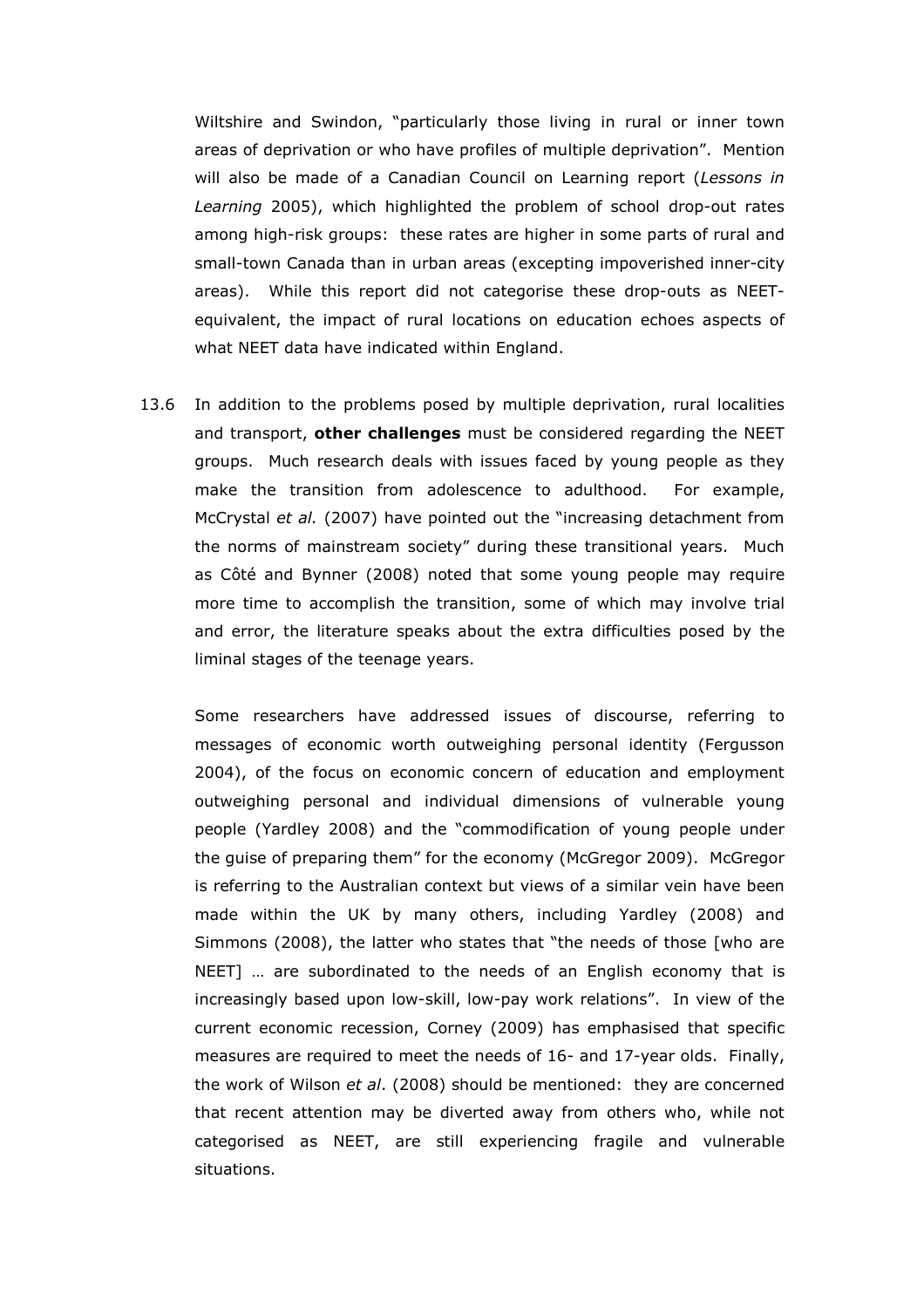Wiltshire and Swindon, "particularly those living in rural or inner town areas of deprivation or who have profiles of multiple deprivation". Mention will also be made of a Canadian Council on Learning report (*Lessons in Learning* 2005), which highlighted the problem of school drop-out rates among high-risk groups: these rates are higher in some parts of rural and small-town Canada than in urban areas (excepting impoverished inner-city areas). While this report did not categorise these drop-outs as NEET-equivalent, the impact of rural locations on education echoes aspects of what NEET data have indicated within England.

13.6 In addition to the problems posed by multiple deprivation, rural localities and transport, **other challenges** must be considered regarding the NEET groups. Much research deals with issues faced by young people as they make the transition from adolescence to adulthood. For example, McCrystal *et al.* (2007) have pointed out the "increasing detachment from the norms of mainstream society" during these transitional years. Much as Côté and Bynner (2008) noted that some young people may require more time to accomplish the transition, some of which may involve trial and error, the literature speaks about the extra difficulties posed by the liminal stages of the teenage years.

Some researchers have addressed issues of discourse, referring to messages of economic worth outweighing personal identity (Fergusson 2004), of the focus on economic concern of education and employment outweighing personal and individual dimensions of vulnerable young people (Yardley 2008) and the "commodification of young people under the guise of preparing them" for the economy (McGregor 2009). McGregor is referring to the Australian context but views of a similar vein have been made within the UK by many others, including Yardley (2008) and Simmons (2008), the latter who states that "the needs of those [who are NEET] … are subordinated to the needs of an English economy that is increasingly based upon low-skill, low-pay work relations". In view of the current economic recession, Corney (2009) has emphasised that specific measures are required to meet the needs of 16- and 17-year olds. Finally, the work of Wilson *et al*. (2008) should be mentioned: they are concerned that recent attention may be diverted away from others who, while not categorised as NEET, are still experiencing fragile and vulnerable situations.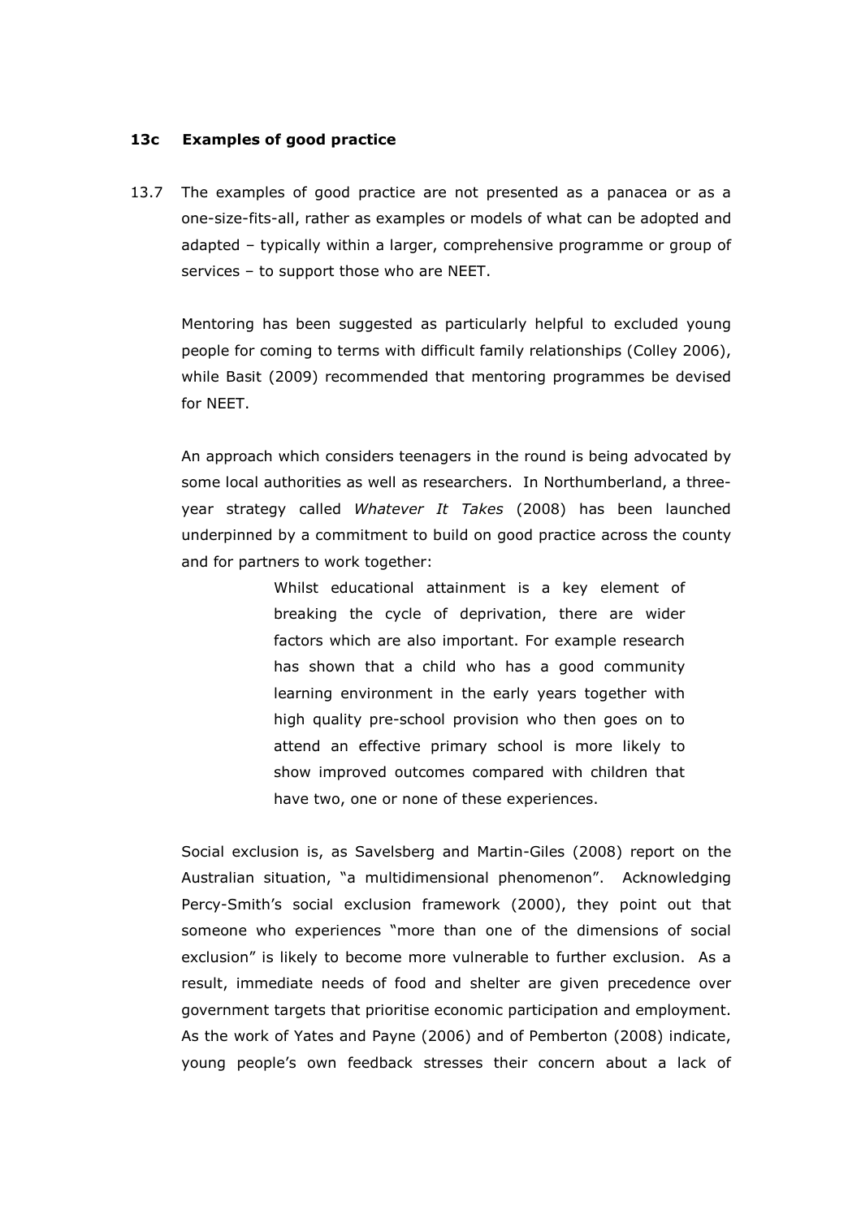### 13c Examples of good practice

13.7 The examples of good practice are not presented as a panacea or as a one-size-fits-all, rather as examples or models of what can be adopted and adapted – typically within a larger, comprehensive programme or group of services – to support those who are NEET.

Mentoring has been suggested as particularly helpful to excluded young people for coming to terms with difficult family relationships (Colley 2006), while Basit (2009) recommended that mentoring programmes be devised for NEET.

An approach which considers teenagers in the round is being advocated by some local authorities as well as researchers. In Northumberland, a three-year strategy called *Whatever It Takes* (2008) has been launched underpinned by a commitment to build on good practice across the county and for partners to work together:

> Whilst educational attainment is a key element of breaking the cycle of deprivation, there are wider factors which are also important. For example research has shown that a child who has a good community learning environment in the early years together with high quality pre-school provision who then goes on to attend an effective primary school is more likely to show improved outcomes compared with children that have two, one or none of these experiences.

Social exclusion is, as Savelsberg and Martin-Giles (2008) report on the Australian situation, "a multidimensional phenomenon". Acknowledging Percy-Smith's social exclusion framework (2000), they point out that someone who experiences "more than one of the dimensions of social exclusion" is likely to become more vulnerable to further exclusion. As a result, immediate needs of food and shelter are given precedence over government targets that prioritise economic participation and employment. As the work of Yates and Payne (2006) and of Pemberton (2008) indicate, young people's own feedback stresses their concern about a lack of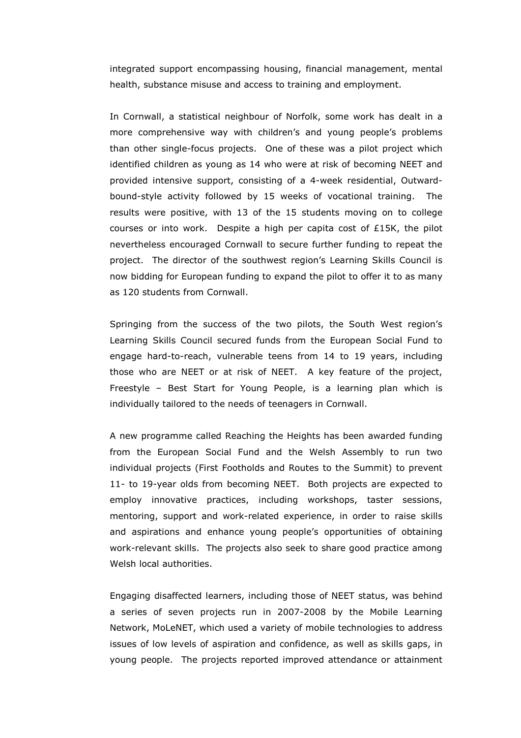integrated support encompassing housing, financial management, mental health, substance misuse and access to training and employment.

In Cornwall, a statistical neighbour of Norfolk, some work has dealt in a more comprehensive way with children's and young people's problems than other single-focus projects. One of these was a pilot project which identified children as young as 14 who were at risk of becoming NEET and provided intensive support, consisting of a 4-week residential, Outward-bound-style activity followed by 15 weeks of vocational training. The results were positive, with 13 of the 15 students moving on to college courses or into work. Despite a high per capita cost of £15K, the pilot nevertheless encouraged Cornwall to secure further funding to repeat the project. The director of the southwest region's Learning Skills Council is now bidding for European funding to expand the pilot to offer it to as many as 120 students from Cornwall.

Springing from the success of the two pilots, the South West region's Learning Skills Council secured funds from the European Social Fund to engage hard-to-reach, vulnerable teens from 14 to 19 years, including those who are NEET or at risk of NEET. A key feature of the project, Freestyle – Best Start for Young People, is a learning plan which is individually tailored to the needs of teenagers in Cornwall.

A new programme called Reaching the Heights has been awarded funding from the European Social Fund and the Welsh Assembly to run two individual projects (First Footholds and Routes to the Summit) to prevent 11- to 19-year olds from becoming NEET. Both projects are expected to employ innovative practices, including workshops, taster sessions, mentoring, support and work-related experience, in order to raise skills and aspirations and enhance young people's opportunities of obtaining work-relevant skills. The projects also seek to share good practice among Welsh local authorities.

Engaging disaffected learners, including those of NEET status, was behind a series of seven projects run in 2007-2008 by the Mobile Learning Network, MoLeNET, which used a variety of mobile technologies to address issues of low levels of aspiration and confidence, as well as skills gaps, in young people. The projects reported improved attendance or attainment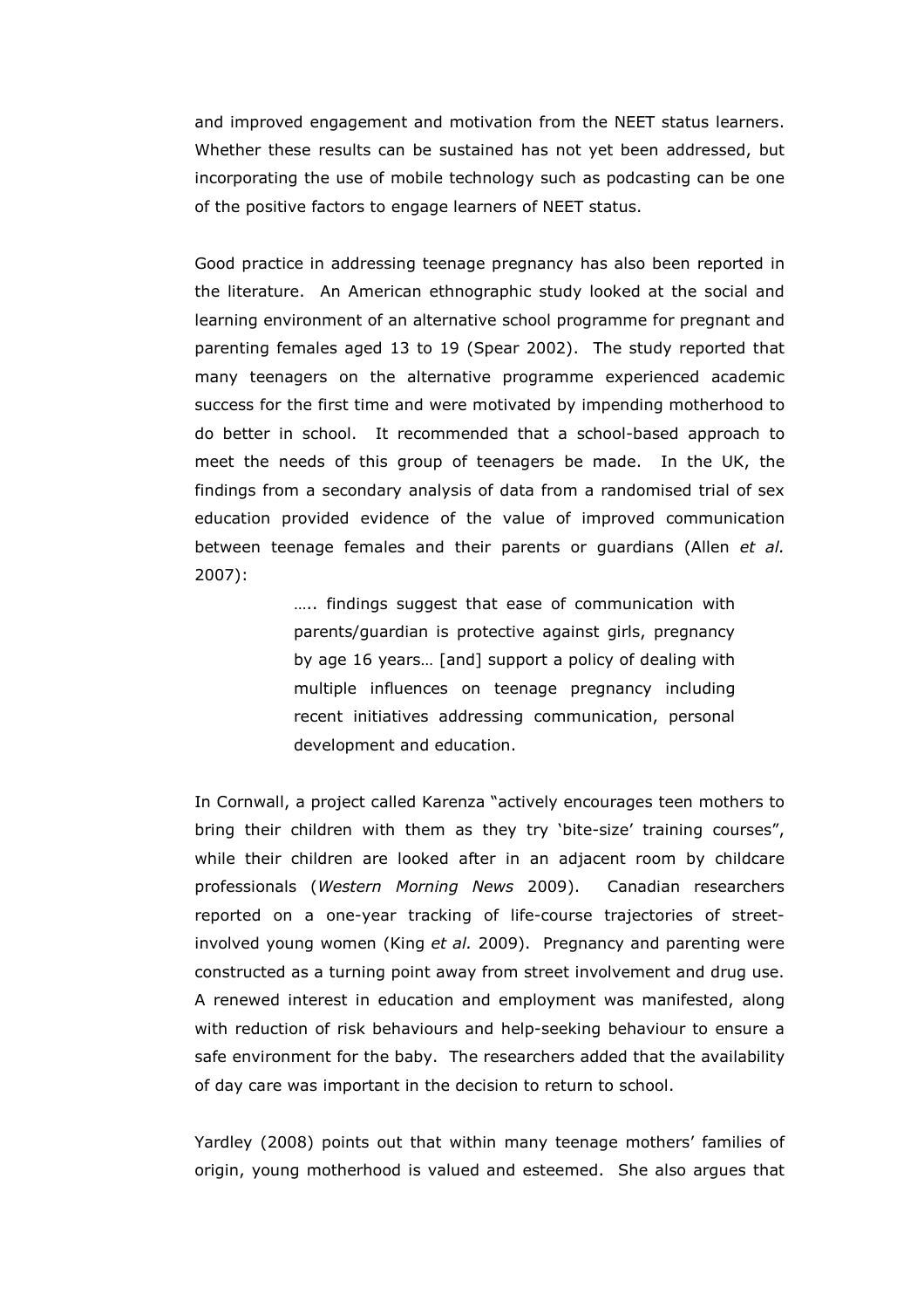and improved engagement and motivation from the NEET status learners. Whether these results can be sustained has not yet been addressed, but incorporating the use of mobile technology such as podcasting can be one of the positive factors to engage learners of NEET status.

Good practice in addressing teenage pregnancy has also been reported in the literature. An American ethnographic study looked at the social and learning environment of an alternative school programme for pregnant and parenting females aged 13 to 19 (Spear 2002). The study reported that many teenagers on the alternative programme experienced academic success for the first time and were motivated by impending motherhood to do better in school. It recommended that a school-based approach to meet the needs of this group of teenagers be made. In the UK, the findings from a secondary analysis of data from a randomised trial of sex education provided evidence of the value of improved communication between teenage females and their parents or guardians (Allen *et al.* 2007):

> ….. findings suggest that ease of communication with parents/guardian is protective against girls, pregnancy by age 16 years… [and] support a policy of dealing with multiple influences on teenage pregnancy including recent initiatives addressing communication, personal development and education.

In Cornwall, a project called Karenza "actively encourages teen mothers to bring their children with them as they try 'bite-size' training courses", while their children are looked after in an adjacent room by childcare professionals (*Western Morning News* 2009). Canadian researchers reported on a one-year tracking of life-course trajectories of street-involved young women (King *et al.* 2009). Pregnancy and parenting were constructed as a turning point away from street involvement and drug use. A renewed interest in education and employment was manifested, along with reduction of risk behaviours and help-seeking behaviour to ensure a safe environment for the baby. The researchers added that the availability of day care was important in the decision to return to school.

Yardley (2008) points out that within many teenage mothers' families of origin, young motherhood is valued and esteemed. She also argues that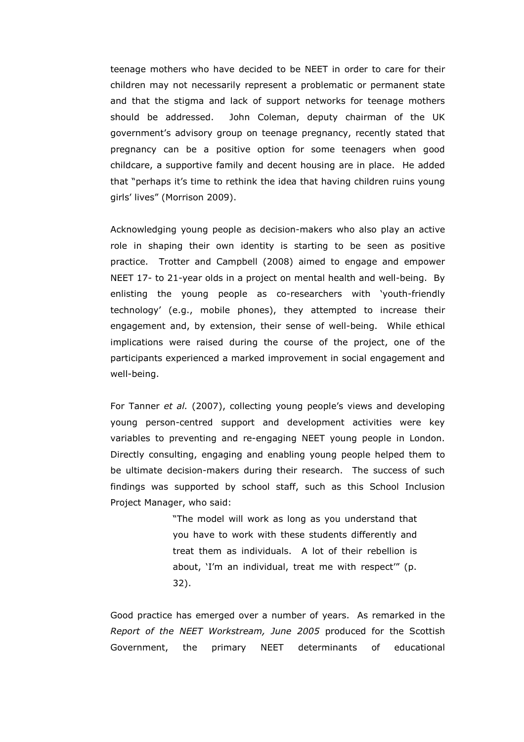teenage mothers who have decided to be NEET in order to care for their children may not necessarily represent a problematic or permanent state and that the stigma and lack of support networks for teenage mothers should be addressed. John Coleman, deputy chairman of the UK government's advisory group on teenage pregnancy, recently stated that pregnancy can be a positive option for some teenagers when good childcare, a supportive family and decent housing are in place. He added that "perhaps it's time to rethink the idea that having children ruins young girls' lives" (Morrison 2009).

Acknowledging young people as decision-makers who also play an active role in shaping their own identity is starting to be seen as positive practice. Trotter and Campbell (2008) aimed to engage and empower NEET 17- to 21-year olds in a project on mental health and well-being. By enlisting the young people as co-researchers with 'youth-friendly technology' (e.g., mobile phones), they attempted to increase their engagement and, by extension, their sense of well-being. While ethical implications were raised during the course of the project, one of the participants experienced a marked improvement in social engagement and well-being.

For Tanner *et al.* (2007), collecting young people's views and developing young person-centred support and development activities were key variables to preventing and re-engaging NEET young people in London. Directly consulting, engaging and enabling young people helped them to be ultimate decision-makers during their research. The success of such findings was supported by school staff, such as this School Inclusion Project Manager, who said:

> "The model will work as long as you understand that you have to work with these students differently and treat them as individuals. A lot of their rebellion is about, 'I'm an individual, treat me with respect'" (p. 32).

Good practice has emerged over a number of years. As remarked in the *Report of the NEET Workstream, June 2005* produced for the Scottish Government, the primary NEET determinants of educational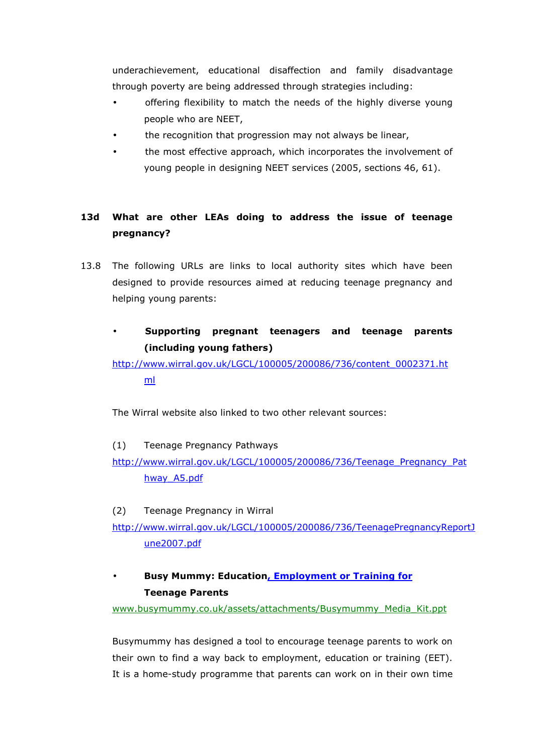underachievement, educational disaffection and family disadvantage through poverty are being addressed through strategies including:

- offering flexibility to match the needs of the highly diverse young people who are NEET,
- the recognition that progression may not always be linear,
- the most effective approach, which incorporates the involvement of young people in designing NEET services (2005, sections 46, 61).

### 13d What are other LEAs doing to address the issue of teenage pregnancy?

13.8 The following URLs are links to local authority sites which have been designed to provide resources aimed at reducing teenage pregnancy and helping young parents:

- **Supporting pregnant teenagers and teenage parents (including young fathers)**
  http://www.wirral.gov.uk/LGCL/100005/200086/736/content_0002371.html

The Wirral website also linked to two other relevant sources:

(1) Teenage Pregnancy Pathways
http://www.wirral.gov.uk/LGCL/100005/200086/736/Teenage_Pregnancy_Pathway_A5.pdf

(2) Teenage Pregnancy in Wirral
http://www.wirral.gov.uk/LGCL/100005/200086/736/TeenagePregnancyReportJune2007.pdf

- **Busy Mummy: Education, Employment or Training for Teenage Parents**
  www.busymummy.co.uk/assets/attachments/Busymummy_Media_Kit.ppt

Busymummy has designed a tool to encourage teenage parents to work on their own to find a way back to employment, education or training (EET). It is a home-study programme that parents can work on in their own time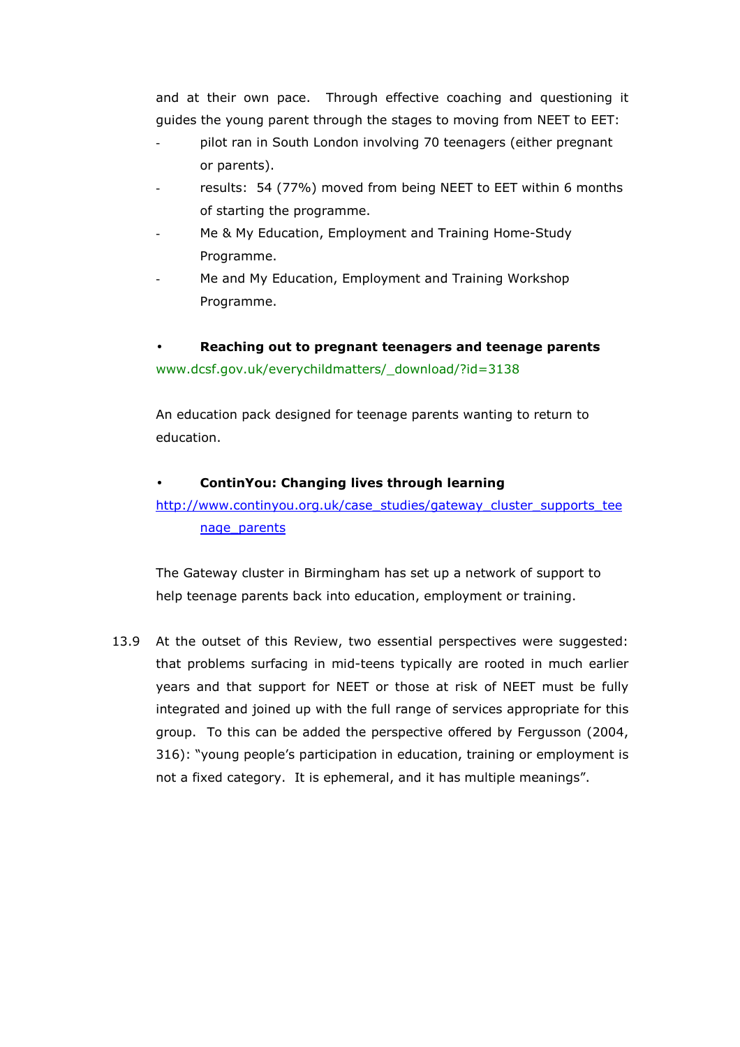and at their own pace. Through effective coaching and questioning it guides the young parent through the stages to moving from NEET to EET:

- pilot ran in South London involving 70 teenagers (either pregnant or parents).
- results: 54 (77%) moved from being NEET to EET within 6 months of starting the programme.
- Me & My Education, Employment and Training Home-Study Programme.
- Me and My Education, Employment and Training Workshop Programme.

- **Reaching out to pregnant teenagers and teenage parents**

www.dcsf.gov.uk/everychildmatters/_download/?id=3138

An education pack designed for teenage parents wanting to return to education.

- **ContinYou: Changing lives through learning**

http://www.continyou.org.uk/case_studies/gateway_cluster_supports_teenage_parents

The Gateway cluster in Birmingham has set up a network of support to help teenage parents back into education, employment or training.

13.9 At the outset of this Review, two essential perspectives were suggested: that problems surfacing in mid-teens typically are rooted in much earlier years and that support for NEET or those at risk of NEET must be fully integrated and joined up with the full range of services appropriate for this group. To this can be added the perspective offered by Fergusson (2004, 316): "young people's participation in education, training or employment is not a fixed category. It is ephemeral, and it has multiple meanings".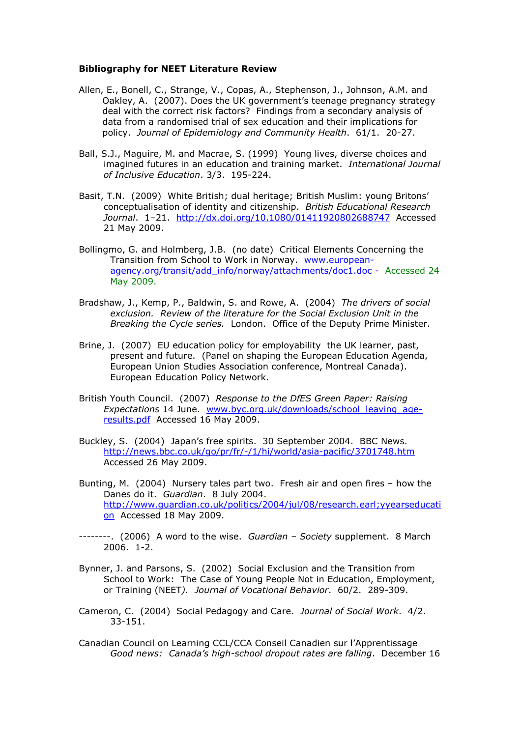**Bibliography for NEET Literature Review**

Allen, E., Bonell, C., Strange, V., Copas, A., Stephenson, J., Johnson, A.M. and Oakley, A. (2007). Does the UK government's teenage pregnancy strategy deal with the correct risk factors? Findings from a secondary analysis of data from a randomised trial of sex education and their implications for policy. *Journal of Epidemiology and Community Health*. 61/1. 20-27.

Ball, S.J., Maguire, M. and Macrae, S. (1999) Young lives, diverse choices and imagined futures in an education and training market. *International Journal of Inclusive Education*. 3/3. 195-224.

Basit, T.N. (2009) White British; dual heritage; British Muslim: young Britons' conceptualisation of identity and citizenship. *British Educational Research Journal*. 1–21. http://dx.doi.org/10.1080/01411920802688747 Accessed 21 May 2009.

Bollingmo, G. and Holmberg, J.B. (no date) Critical Elements Concerning the Transition from School to Work in Norway. www.european-agency.org/transit/add_info/norway/attachments/doc1.doc - Accessed 24 May 2009.

Bradshaw, J., Kemp, P., Baldwin, S. and Rowe, A. (2004) *The drivers of social exclusion. Review of the literature for the Social Exclusion Unit in the Breaking the Cycle series.* London. Office of the Deputy Prime Minister.

Brine, J. (2007) EU education policy for employability the UK learner, past, present and future. (Panel on shaping the European Education Agenda, European Union Studies Association conference, Montreal Canada). European Education Policy Network.

British Youth Council. (2007) *Response to the DfES Green Paper: Raising Expectations* 14 June. www.byc.org.uk/downloads/school_leaving_age-results.pdf Accessed 16 May 2009.

Buckley, S. (2004) Japan's free spirits. 30 September 2004. BBC News. http://news.bbc.co.uk/go/pr/fr/-/1/hi/world/asia-pacific/3701748.htm Accessed 26 May 2009.

Bunting, M. (2004) Nursery tales part two. Fresh air and open fires – how the Danes do it. *Guardian*. 8 July 2004. http://www.guardian.co.uk/politics/2004/jul/08/research.earl;yyearseducation Accessed 18 May 2009.

--------. (2006) A word to the wise. *Guardian – Society* supplement. 8 March 2006. 1-2.

Bynner, J. and Parsons, S. (2002) Social Exclusion and the Transition from School to Work: The Case of Young People Not in Education, Employment, or Training (NEET*). Journal of Vocational Behavior*. 60/2. 289-309.

Cameron, C. (2004) Social Pedagogy and Care. *Journal of Social Work*. 4/2. 33-151.

Canadian Council on Learning CCL/CCA Conseil Canadien sur l'Apprentissage *Good news: Canada's high-school dropout rates are falling*. December 16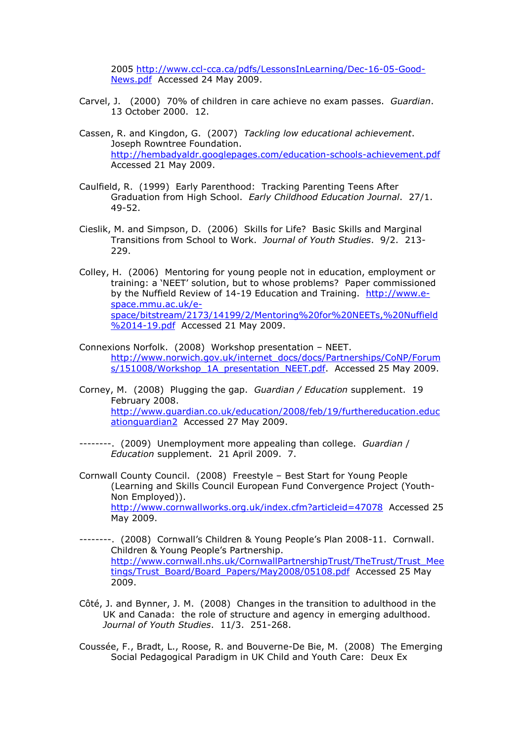2005 http://www.ccl-cca.ca/pdfs/LessonsInLearning/Dec-16-05-Good-News.pdf Accessed 24 May 2009.

Carvel, J. (2000) 70% of children in care achieve no exam passes. *Guardian*. 13 October 2000. 12.

Cassen, R. and Kingdon, G. (2007) *Tackling low educational achievement*. Joseph Rowntree Foundation. http://hembadyaldr.googlepages.com/education-schools-achievement.pdf Accessed 21 May 2009.

Caulfield, R. (1999) Early Parenthood: Tracking Parenting Teens After Graduation from High School. *Early Childhood Education Journal*. 27/1. 49-52.

Cieslik, M. and Simpson, D. (2006) Skills for Life? Basic Skills and Marginal Transitions from School to Work. *Journal of Youth Studies*. 9/2. 213-229.

Colley, H. (2006) Mentoring for young people not in education, employment or training: a 'NEET' solution, but to whose problems? Paper commissioned by the Nuffield Review of 14-19 Education and Training. http://www.e-space.mmu.ac.uk/e-space/bitstream/2173/14199/2/Mentoring%20for%20NEETs,%20Nuffield%2014-19.pdf Accessed 21 May 2009.

Connexions Norfolk. (2008) Workshop presentation – NEET. http://www.norwich.gov.uk/internet_docs/docs/Partnerships/CoNP/Forums/151008/Workshop_1A_presentation_NEET.pdf. Accessed 25 May 2009.

Corney, M. (2008) Plugging the gap. *Guardian / Education* supplement. 19 February 2008. http://www.guardian.co.uk/education/2008/feb/19/furthereducation.educationguardian2 Accessed 27 May 2009.

--------. (2009) Unemployment more appealing than college. *Guardian / Education* supplement. 21 April 2009. 7.

Cornwall County Council. (2008) Freestyle – Best Start for Young People (Learning and Skills Council European Fund Convergence Project (Youth-Non Employed)). http://www.cornwallworks.org.uk/index.cfm?articleid=47078 Accessed 25 May 2009.

--------. (2008) Cornwall's Children & Young People's Plan 2008-11. Cornwall. Children & Young People's Partnership. http://www.cornwall.nhs.uk/CornwallPartnershipTrust/TheTrust/Trust_Meetings/Trust_Board/Board_Papers/May2008/05108.pdf Accessed 25 May 2009.

Côté, J. and Bynner, J. M. (2008) Changes in the transition to adulthood in the UK and Canada: the role of structure and agency in emerging adulthood. *Journal of Youth Studies*. 11/3. 251-268.

Coussée, F., Bradt, L., Roose, R. and Bouverne-De Bie, M. (2008) The Emerging Social Pedagogical Paradigm in UK Child and Youth Care: Deux Ex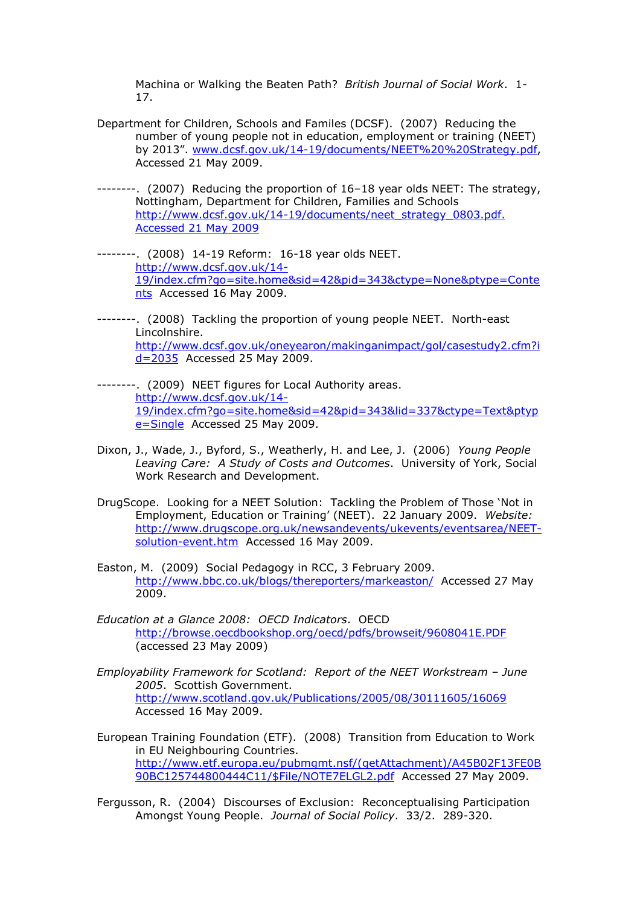Machina or Walking the Beaten Path? *British Journal of Social Work*. 1-17.

Department for Children, Schools and Familes (DCSF). (2007) Reducing the number of young people not in education, employment or training (NEET) by 2013". www.dcsf.gov.uk/14-19/documents/NEET%20%20Strategy.pdf, Accessed 21 May 2009.

--------. (2007) Reducing the proportion of 16–18 year olds NEET: The strategy, Nottingham, Department for Children, Families and Schools http://www.dcsf.gov.uk/14-19/documents/neet_strategy_0803.pdf. Accessed 21 May 2009

--------. (2008) 14-19 Reform: 16-18 year olds NEET. http://www.dcsf.gov.uk/14-19/index.cfm?go=site.home&sid=42&pid=343&ctype=None&ptype=Contents Accessed 16 May 2009.

--------. (2008) Tackling the proportion of young people NEET. North-east Lincolnshire. http://www.dcsf.gov.uk/oneyearon/makinganimpact/gol/casestudy2.cfm?id=2035 Accessed 25 May 2009.

--------. (2009) NEET figures for Local Authority areas. http://www.dcsf.gov.uk/14-19/index.cfm?go=site.home&sid=42&pid=343&lid=337&ctype=Text&ptype=Single Accessed 25 May 2009.

Dixon, J., Wade, J., Byford, S., Weatherly, H. and Lee, J. (2006) *Young People Leaving Care: A Study of Costs and Outcomes*. University of York, Social Work Research and Development.

DrugScope. Looking for a NEET Solution: Tackling the Problem of Those 'Not in Employment, Education or Training' (NEET). 22 January 2009. *Website:* http://www.drugscope.org.uk/newsandevents/ukevents/eventsarea/NEET-solution-event.htm Accessed 16 May 2009.

Easton, M. (2009) Social Pedagogy in RCC, 3 February 2009. http://www.bbc.co.uk/blogs/thereporters/markeaston/ Accessed 27 May 2009.

*Education at a Glance 2008: OECD Indicators*. OECD http://browse.oecdbookshop.org/oecd/pdfs/browseit/9608041E.PDF (accessed 23 May 2009)

*Employability Framework for Scotland: Report of the NEET Workstream – June 2005*. Scottish Government. http://www.scotland.gov.uk/Publications/2005/08/30111605/16069 Accessed 16 May 2009.

European Training Foundation (ETF). (2008) Transition from Education to Work in EU Neighbouring Countries. http://www.etf.europa.eu/pubmgmt.nsf/(getAttachment)/A45B02F13FE0B90BC125744800444C11/$File/NOTE7ELGL2.pdf Accessed 27 May 2009.

Fergusson, R. (2004) Discourses of Exclusion: Reconceptualising Participation Amongst Young People. *Journal of Social Policy*. 33/2. 289-320.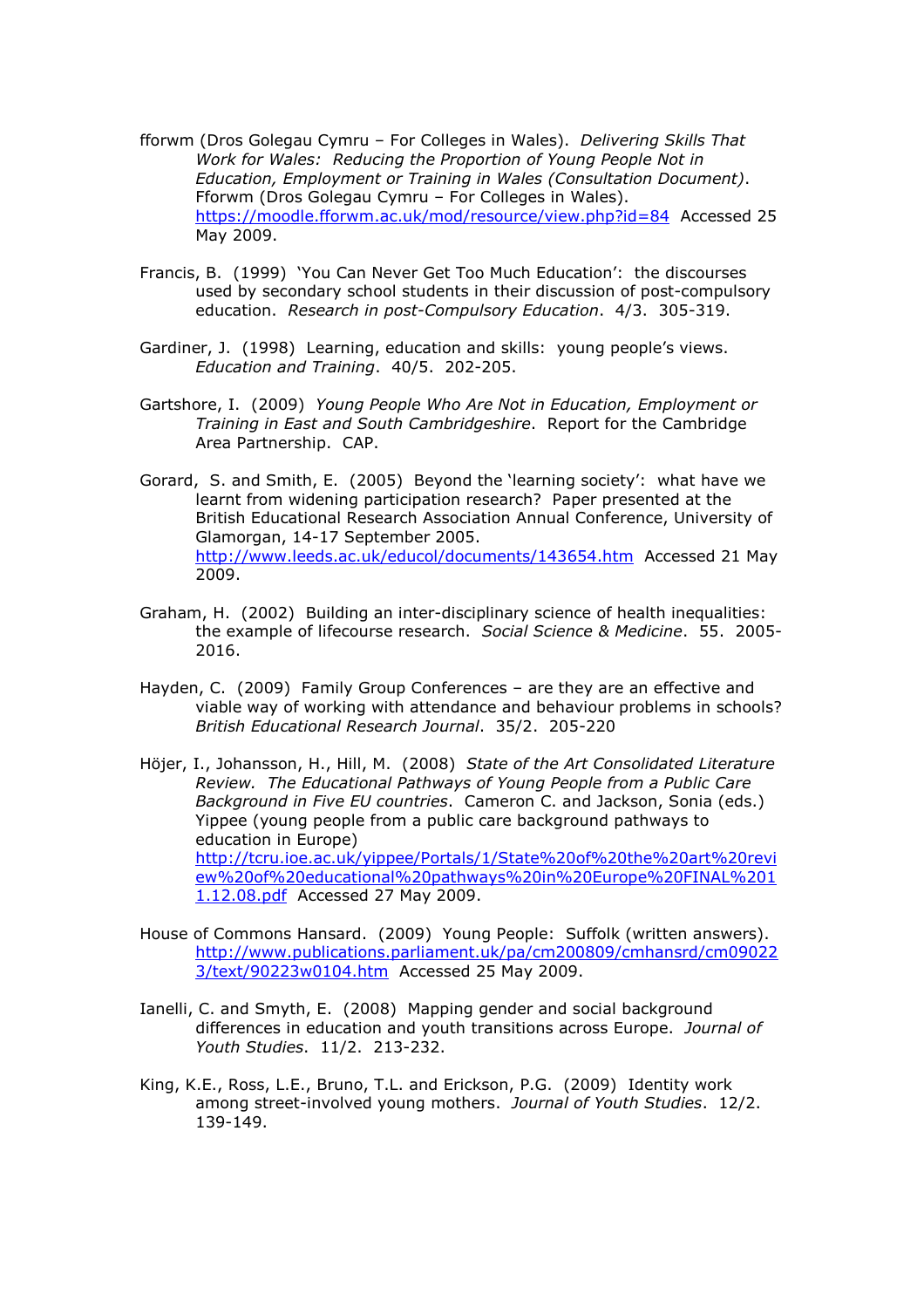fforwm (Dros Golegau Cymru – For Colleges in Wales). *Delivering Skills That Work for Wales: Reducing the Proportion of Young People Not in Education, Employment or Training in Wales (Consultation Document)*. Fforwm (Dros Golegau Cymru – For Colleges in Wales). https://moodle.fforwm.ac.uk/mod/resource/view.php?id=84 Accessed 25 May 2009.

Francis, B. (1999) 'You Can Never Get Too Much Education': the discourses used by secondary school students in their discussion of post-compulsory education. *Research in post-Compulsory Education*. 4/3. 305-319.

Gardiner, J. (1998) Learning, education and skills: young people's views. *Education and Training*. 40/5. 202-205.

Gartshore, I. (2009) *Young People Who Are Not in Education, Employment or Training in East and South Cambridgeshire*. Report for the Cambridge Area Partnership. CAP.

Gorard, S. and Smith, E. (2005) Beyond the 'learning society': what have we learnt from widening participation research? Paper presented at the British Educational Research Association Annual Conference, University of Glamorgan, 14-17 September 2005. http://www.leeds.ac.uk/educol/documents/143654.htm Accessed 21 May 2009.

Graham, H. (2002) Building an inter-disciplinary science of health inequalities: the example of lifecourse research. *Social Science & Medicine*. 55. 2005-2016.

Hayden, C. (2009) Family Group Conferences – are they are an effective and viable way of working with attendance and behaviour problems in schools? *British Educational Research Journal*. 35/2. 205-220

Höjer, I., Johansson, H., Hill, M. (2008) *State of the Art Consolidated Literature Review. The Educational Pathways of Young People from a Public Care Background in Five EU countries*. Cameron C. and Jackson, Sonia (eds.) Yippee (young people from a public care background pathways to education in Europe) http://tcru.ioe.ac.uk/yippee/Portals/1/State%20of%20the%20art%20review%20of%20educational%20pathways%20in%20Europe%20FINAL%2011.12.08.pdf Accessed 27 May 2009.

House of Commons Hansard. (2009) Young People: Suffolk (written answers). http://www.publications.parliament.uk/pa/cm200809/cmhansrd/cm090223/text/90223w0104.htm Accessed 25 May 2009.

Ianelli, C. and Smyth, E. (2008) Mapping gender and social background differences in education and youth transitions across Europe. *Journal of Youth Studies*. 11/2. 213-232.

King, K.E., Ross, L.E., Bruno, T.L. and Erickson, P.G. (2009) Identity work among street-involved young mothers. *Journal of Youth Studies*. 12/2. 139-149.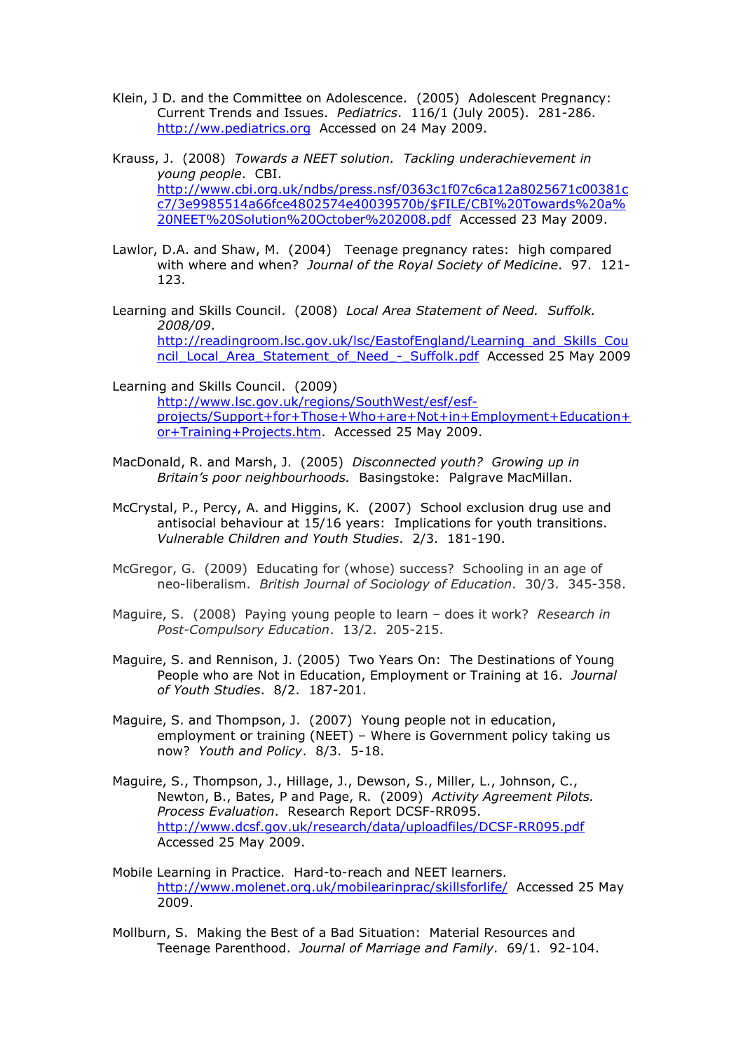Klein, J D. and the Committee on Adolescence. (2005) Adolescent Pregnancy: Current Trends and Issues. *Pediatrics*. 116/1 (July 2005). 281-286. http://ww.pediatrics.org Accessed on 24 May 2009.

Krauss, J. (2008) *Towards a NEET solution. Tackling underachievement in young people*. CBI. http://www.cbi.org.uk/ndbs/press.nsf/0363c1f07c6ca12a8025671c00381cc7/3e9985514a66fce4802574e40039570b/$FILE/CBI%20Towards%20a%20NEET%20Solution%20October%202008.pdf Accessed 23 May 2009.

Lawlor, D.A. and Shaw, M. (2004) Teenage pregnancy rates: high compared with where and when? *Journal of the Royal Society of Medicine*. 97. 121-123.

Learning and Skills Council. (2008) *Local Area Statement of Need. Suffolk. 2008/09*. http://readingroom.lsc.gov.uk/lsc/EastofEngland/Learning_and_Skills_Council_Local_Area_Statement_of_Need_-_Suffolk.pdf Accessed 25 May 2009

Learning and Skills Council. (2009) http://www.lsc.gov.uk/regions/SouthWest/esf/esf-projects/Support+for+Those+Who+are+Not+in+Employment+Education+or+Training+Projects.htm. Accessed 25 May 2009.

MacDonald, R. and Marsh, J. (2005) *Disconnected youth? Growing up in Britain's poor neighbourhoods.* Basingstoke: Palgrave MacMillan.

McCrystal, P., Percy, A. and Higgins, K. (2007) School exclusion drug use and antisocial behaviour at 15/16 years: Implications for youth transitions. *Vulnerable Children and Youth Studies*. 2/3. 181-190.

McGregor, G. (2009) Educating for (whose) success? Schooling in an age of neo-liberalism. *British Journal of Sociology of Education*. 30/3. 345-358.

Maguire, S. (2008) Paying young people to learn – does it work? *Research in Post-Compulsory Education*. 13/2. 205-215.

Maguire, S. and Rennison, J. (2005) Two Years On: The Destinations of Young People who are Not in Education, Employment or Training at 16. *Journal of Youth Studies*. 8/2. 187-201.

Maguire, S. and Thompson, J. (2007) Young people not in education, employment or training (NEET) – Where is Government policy taking us now? *Youth and Policy*. 8/3. 5-18.

Maguire, S., Thompson, J., Hillage, J., Dewson, S., Miller, L., Johnson, C., Newton, B., Bates, P and Page, R. (2009) *Activity Agreement Pilots. Process Evaluation*. Research Report DCSF-RR095. http://www.dcsf.gov.uk/research/data/uploadfiles/DCSF-RR095.pdf Accessed 25 May 2009.

Mobile Learning in Practice. Hard-to-reach and NEET learners. http://www.molenet.org.uk/mobilearinprac/skillsforlife/ Accessed 25 May 2009.

Mollburn, S. Making the Best of a Bad Situation: Material Resources and Teenage Parenthood. *Journal of Marriage and Family*. 69/1. 92-104.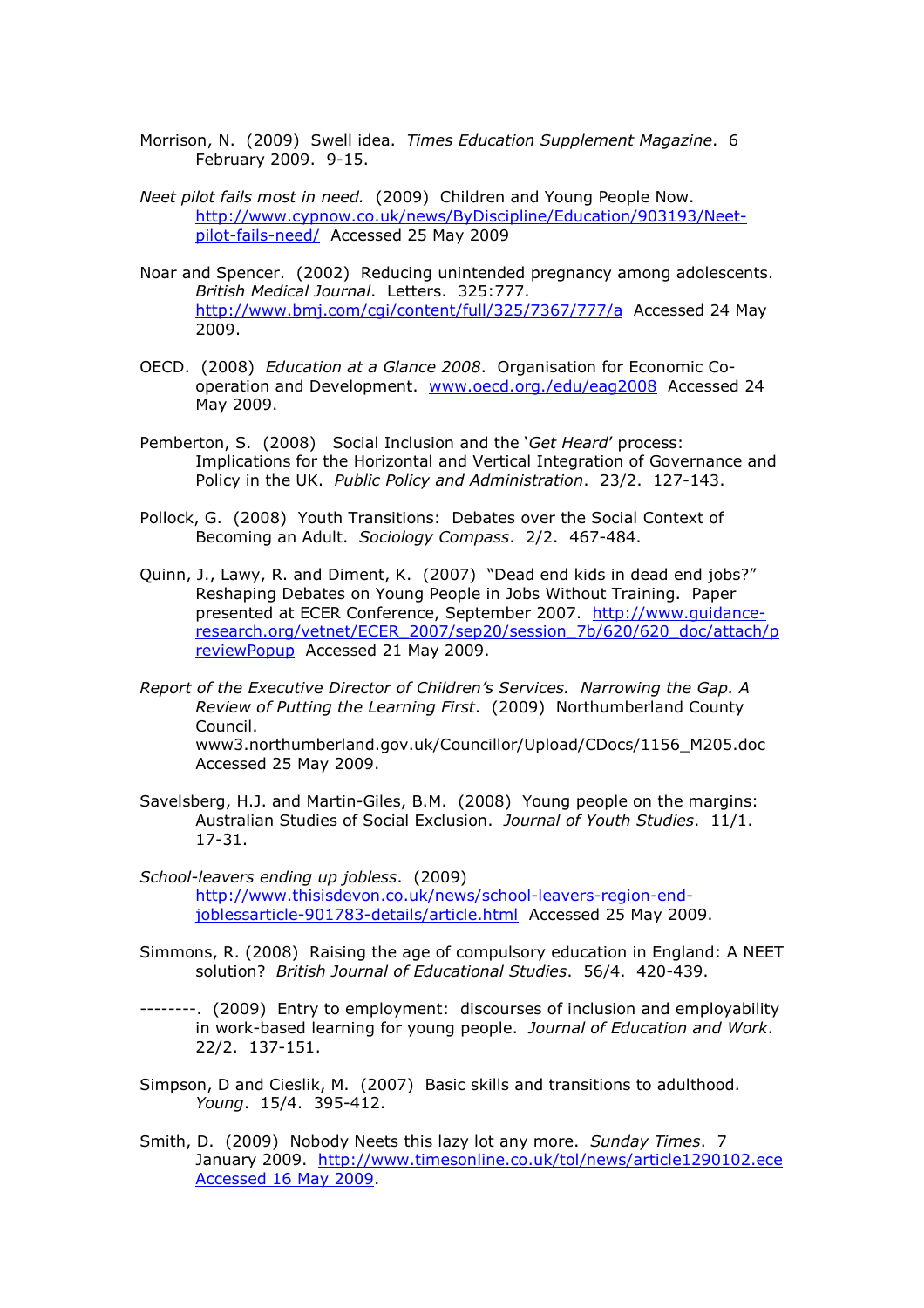Morrison, N. (2009) Swell idea. *Times Education Supplement Magazine*. 6 February 2009. 9-15.

*Neet pilot fails most in need.* (2009) Children and Young People Now. http://www.cypnow.co.uk/news/ByDiscipline/Education/903193/Neet-pilot-fails-need/ Accessed 25 May 2009

Noar and Spencer. (2002) Reducing unintended pregnancy among adolescents. *British Medical Journal*. Letters. 325:777. http://www.bmj.com/cgi/content/full/325/7367/777/a Accessed 24 May 2009.

OECD. (2008) *Education at a Glance 2008*. Organisation for Economic Co-operation and Development. www.oecd.org./edu/eag2008 Accessed 24 May 2009.

Pemberton, S. (2008) Social Inclusion and the '*Get Heard*' process: Implications for the Horizontal and Vertical Integration of Governance and Policy in the UK. *Public Policy and Administration*. 23/2. 127-143.

Pollock, G. (2008) Youth Transitions: Debates over the Social Context of Becoming an Adult. *Sociology Compass*. 2/2. 467-484.

Quinn, J., Lawy, R. and Diment, K. (2007) "Dead end kids in dead end jobs?" Reshaping Debates on Young People in Jobs Without Training. Paper presented at ECER Conference, September 2007. http://www.guidance-research.org/vetnet/ECER_2007/sep20/session_7b/620/620_doc/attach/previewPopup Accessed 21 May 2009.

*Report of the Executive Director of Children's Services. Narrowing the Gap. A Review of Putting the Learning First*. (2009) Northumberland County Council. www3.northumberland.gov.uk/Councillor/Upload/CDocs/1156_M205.doc Accessed 25 May 2009.

Savelsberg, H.J. and Martin-Giles, B.M. (2008) Young people on the margins: Australian Studies of Social Exclusion. *Journal of Youth Studies*. 11/1. 17-31.

*School-leavers ending up jobless*. (2009) http://www.thisisdevon.co.uk/news/school-leavers-region-end-joblessarticle-901783-details/article.html Accessed 25 May 2009.

Simmons, R. (2008) Raising the age of compulsory education in England: A NEET solution? *British Journal of Educational Studies*. 56/4. 420-439.

--------. (2009) Entry to employment: discourses of inclusion and employability in work-based learning for young people. *Journal of Education and Work*. 22/2. 137-151.

Simpson, D and Cieslik, M. (2007) Basic skills and transitions to adulthood. *Young*. 15/4. 395-412.

Smith, D. (2009) Nobody Neets this lazy lot any more. *Sunday Times*. 7 January 2009. http://www.timesonline.co.uk/tol/news/article1290102.ece Accessed 16 May 2009.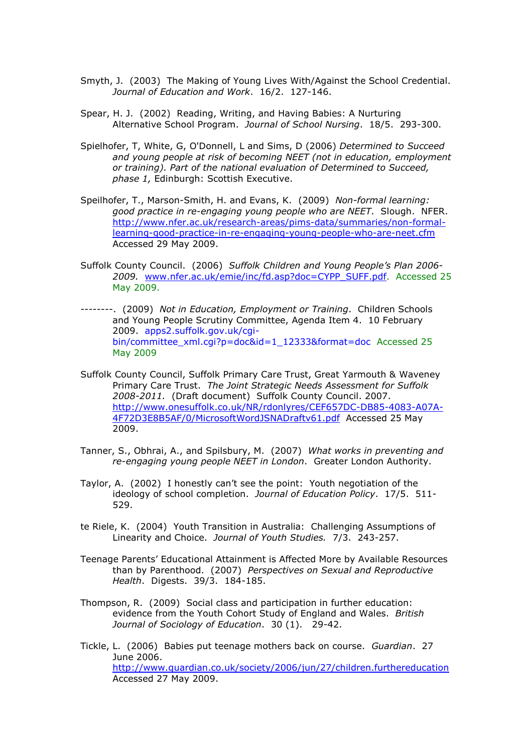Smyth, J. (2003) The Making of Young Lives With/Against the School Credential. *Journal of Education and Work*. 16/2. 127-146.

Spear, H. J. (2002) Reading, Writing, and Having Babies: A Nurturing Alternative School Program. *Journal of School Nursing*. 18/5. 293-300.

Spielhofer, T, White, G, O'Donnell, L and Sims, D (2006) *Determined to Succeed and young people at risk of becoming NEET (not in education, employment or training). Part of the national evaluation of Determined to Succeed, phase 1,* Edinburgh: Scottish Executive.

Speilhofer, T., Marson-Smith, H. and Evans, K. (2009) *Non-formal learning: good practice in re-engaging young people who are NEET*. Slough. NFER. http://www.nfer.ac.uk/research-areas/pims-data/summaries/non-formal-learning-good-practice-in-re-engaging-young-people-who-are-neet.cfm Accessed 29 May 2009.

Suffolk County Council. (2006) *Suffolk Children and Young People's Plan 2006-2009.* www.nfer.ac.uk/emie/inc/fd.asp?doc=CYPP_SUFF.pdf. Accessed 25 May 2009.

--------. (2009) *Not in Education, Employment or Training*. Children Schools and Young People Scrutiny Committee, Agenda Item 4. 10 February 2009. apps2.suffolk.gov.uk/cgi-bin/committee_xml.cgi?p=doc&id=1_12333&format=doc Accessed 25 May 2009

Suffolk County Council, Suffolk Primary Care Trust, Great Yarmouth & Waveney Primary Care Trust. *The Joint Strategic Needs Assessment for Suffolk 2008-2011.* (Draft document) Suffolk County Council. 2007. http://www.onesuffolk.co.uk/NR/rdonlyres/CEF657DC-DB85-4083-A07A-4F72D3E8B5AF/0/MicrosoftWordJSNADraftv61.pdf Accessed 25 May 2009.

Tanner, S., Obhrai, A., and Spilsbury, M. (2007) *What works in preventing and re-engaging young people NEET in London*. Greater London Authority.

Taylor, A. (2002) I honestly can't see the point: Youth negotiation of the ideology of school completion. *Journal of Education Policy*. 17/5. 511-529.

te Riele, K. (2004) Youth Transition in Australia: Challenging Assumptions of Linearity and Choice. *Journal of Youth Studies.* 7/3. 243-257.

Teenage Parents' Educational Attainment is Affected More by Available Resources than by Parenthood. (2007) *Perspectives on Sexual and Reproductive Health*. Digests. 39/3. 184-185.

Thompson, R. (2009) Social class and participation in further education: evidence from the Youth Cohort Study of England and Wales. *British Journal of Sociology of Education*. 30 (1). 29-42.

Tickle, L. (2006) Babies put teenage mothers back on course. *Guardian*. 27 June 2006. http://www.guardian.co.uk/society/2006/jun/27/children.furthereducation Accessed 27 May 2009.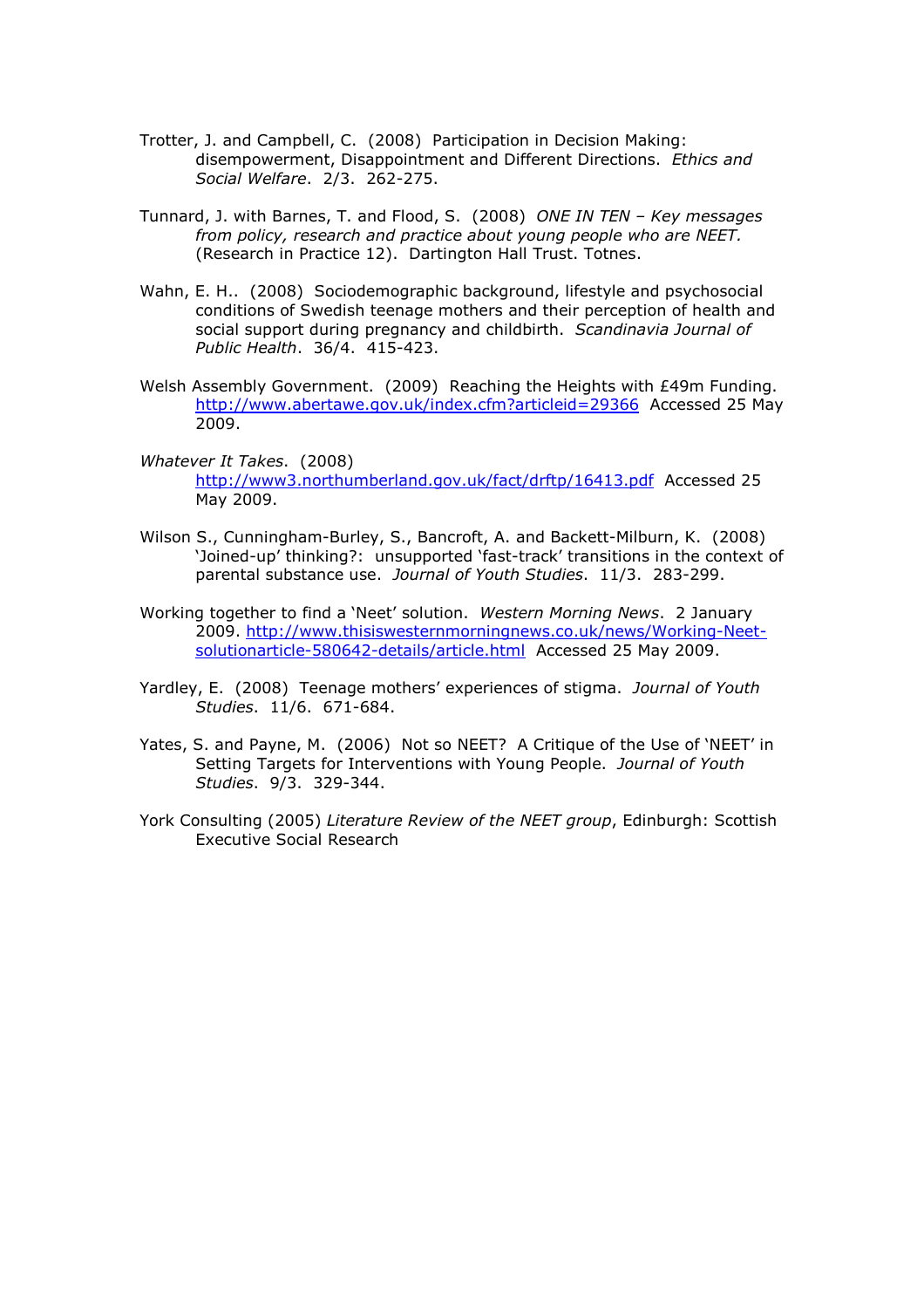Trotter, J. and Campbell, C. (2008) Participation in Decision Making: disempowerment, Disappointment and Different Directions. *Ethics and Social Welfare*. 2/3. 262-275.

Tunnard, J. with Barnes, T. and Flood, S. (2008) *ONE IN TEN – Key messages from policy, research and practice about young people who are NEET.* (Research in Practice 12). Dartington Hall Trust. Totnes.

Wahn, E. H.. (2008) Sociodemographic background, lifestyle and psychosocial conditions of Swedish teenage mothers and their perception of health and social support during pregnancy and childbirth. *Scandinavia Journal of Public Health*. 36/4. 415-423.

Welsh Assembly Government. (2009) Reaching the Heights with £49m Funding. http://www.abertawe.gov.uk/index.cfm?articleid=29366 Accessed 25 May 2009.

*Whatever It Takes*. (2008) http://www3.northumberland.gov.uk/fact/drftp/16413.pdf Accessed 25 May 2009.

Wilson S., Cunningham-Burley, S., Bancroft, A. and Backett-Milburn, K. (2008) 'Joined-up' thinking?: unsupported 'fast-track' transitions in the context of parental substance use. *Journal of Youth Studies*. 11/3. 283-299.

Working together to find a 'Neet' solution. *Western Morning News*. 2 January 2009. http://www.thisiswesternmorningnews.co.uk/news/Working-Neet-solutionarticle-580642-details/article.html Accessed 25 May 2009.

Yardley, E. (2008) Teenage mothers' experiences of stigma. *Journal of Youth Studies*. 11/6. 671-684.

Yates, S. and Payne, M. (2006) Not so NEET? A Critique of the Use of 'NEET' in Setting Targets for Interventions with Young People. *Journal of Youth Studies*. 9/3. 329-344.

York Consulting (2005) *Literature Review of the NEET group*, Edinburgh: Scottish Executive Social Research